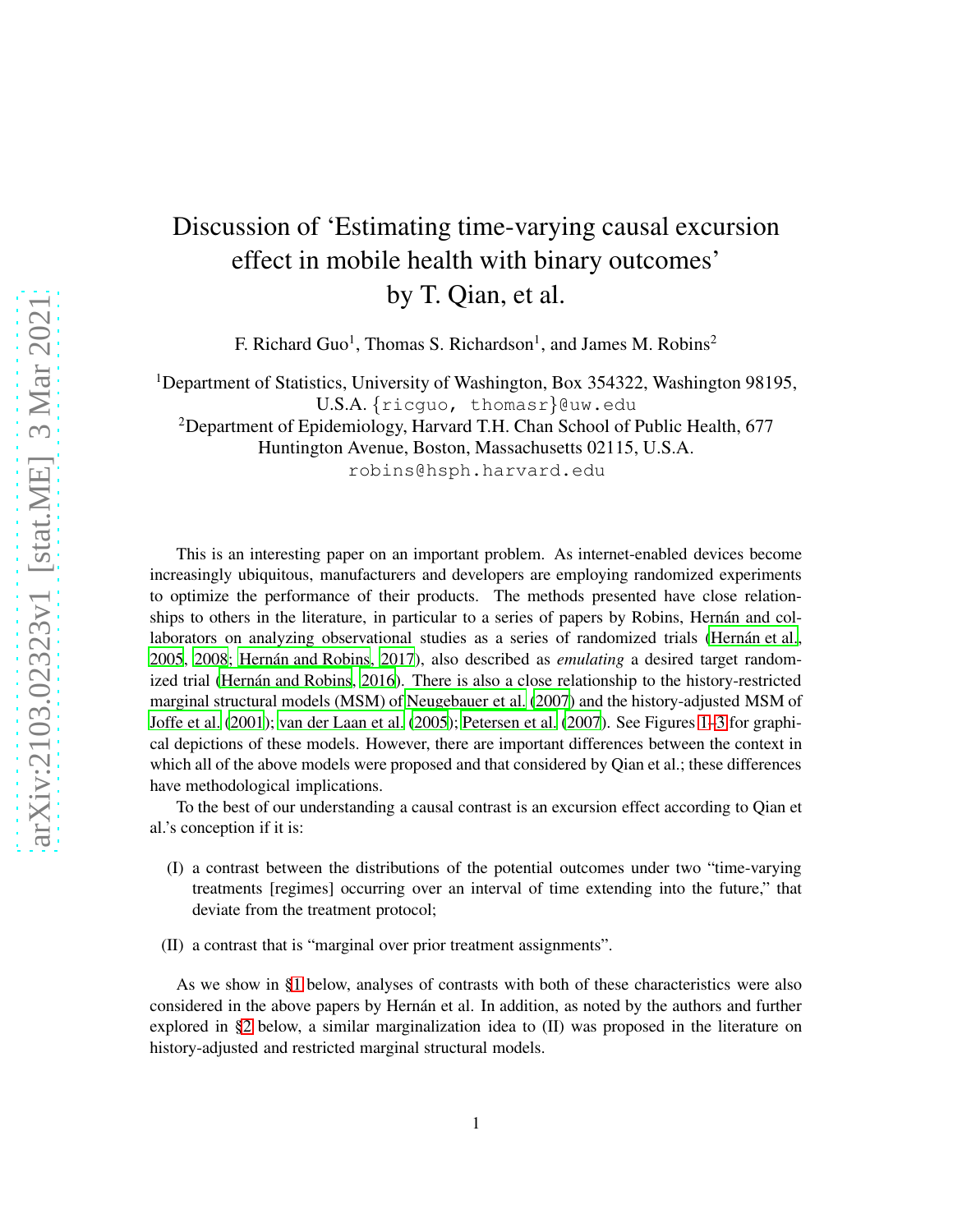# Discussion of 'Estimating time-varying causal excursion effect in mobile health with binary outcomes' by T. Qian, et al.

F. Richard Guo[1], Thomas S. Richardson[1], and James M. Robins[2]

[1]Department of Statistics, University of Washington, Box 354322, Washington 98195, U.S.A. {ricguo, thomasr}@uw.edu

[2]Department of Epidemiology, Harvard T.H. Chan School of Public Health, 677 Huntington Avenue, Boston, Massachusetts 02115, U.S.A. robins@hsph.harvard.edu

This is an interesting paper on an important problem. As internet-enabled devices become increasingly ubiquitous, manufacturers and developers are employing randomized experiments to optimize the performance of their products. The methods presented have close relationships to others in the literature, in particular to a series of papers by Robins, Hernán and collaborators on analyzing observational studies as a series of randomized trials (Hernán et al., 2005, 2008; Hernán and Robins, 2017), also described as *emulating* a desired target randomized trial (Hernán and Robins, 2016). There is also a close relationship to the history-restricted marginal structural models (MSM) of Neugebauer et al. (2007) and the history-adjusted MSM of Joffe et al. (2001); van der Laan et al. (2005); Petersen et al. (2007). See Figures 1–3 for graphical depictions of these models. However, there are important differences between the context in which all of the above models were proposed and that considered by Qian et al.; these differences have methodological implications.

To the best of our understanding a causal contrast is an excursion effect according to Qian et al.'s conception if it is:

(I) a contrast between the distributions of the potential outcomes under two "time-varying treatments [regimes] occurring over an interval of time extending into the future," that deviate from the treatment protocol;

(II) a contrast that is "marginal over prior treatment assignments".

As we show in §1 below, analyses of contrasts with both of these characteristics were also considered in the above papers by Hernán et al. In addition, as noted by the authors and further explored in §2 below, a similar marginalization idea to (II) was proposed in the literature on history-adjusted and restricted marginal structural models.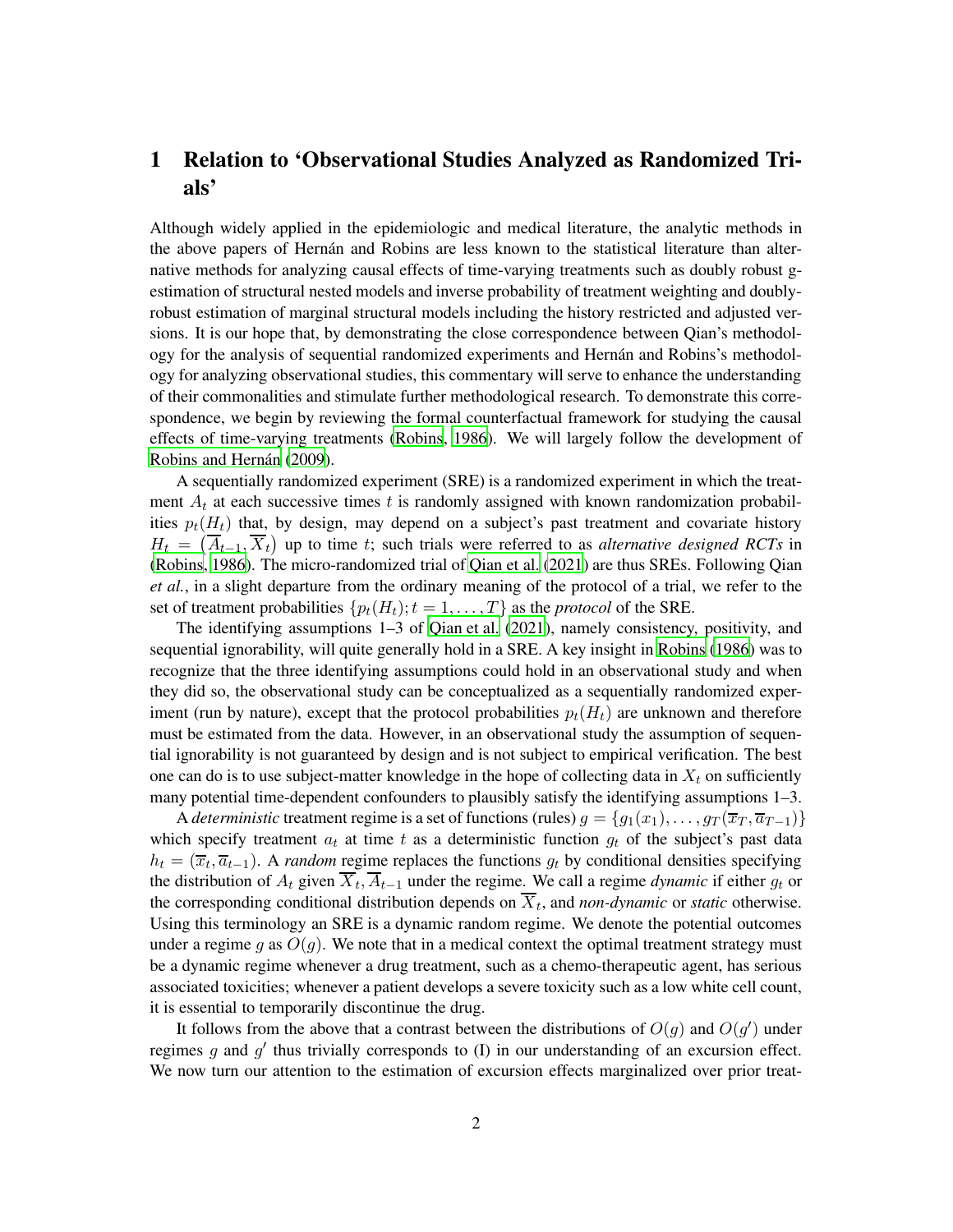# 1 Relation to 'Observational Studies Analyzed as Randomized Trials'

Although widely applied in the epidemiologic and medical literature, the analytic methods in the above papers of Hernán and Robins are less known to the statistical literature than alternative methods for analyzing causal effects of time-varying treatments such as doubly robust g-estimation of structural nested models and inverse probability of treatment weighting and doubly-robust estimation of marginal structural models including the history restricted and adjusted versions. It is our hope that, by demonstrating the close correspondence between Qian's methodology for the analysis of sequential randomized experiments and Hernán and Robins's methodology for analyzing observational studies, this commentary will serve to enhance the understanding of their commonalities and stimulate further methodological research. To demonstrate this correspondence, we begin by reviewing the formal counterfactual framework for studying the causal effects of time-varying treatments (Robins, 1986). We will largely follow the development of Robins and Hernán (2009).

A sequentially randomized experiment (SRE) is a randomized experiment in which the treatment $A_t$ at each successive times $t$ is randomly assigned with known randomization probabilities $p_t(H_t)$ that, by design, may depend on a subject's past treatment and covariate history $H_t = (\overline{A}_{t-1}, \overline{X}_t)$ up to time $t$; such trials were referred to as *alternative designed RCTs* in (Robins, 1986). The micro-randomized trial of Qian et al. (2021) are thus SREs. Following Qian *et al.*, in a slight departure from the ordinary meaning of the protocol of a trial, we refer to the set of treatment probabilities $\{p_t(H_t); t = 1, \ldots, T\}$ as the *protocol* of the SRE.

The identifying assumptions 1–3 of Qian et al. (2021), namely consistency, positivity, and sequential ignorability, will quite generally hold in a SRE. A key insight in Robins (1986) was to recognize that the three identifying assumptions could hold in an observational study and when they did so, the observational study can be conceptualized as a sequentially randomized experiment (run by nature), except that the protocol probabilities $p_t(H_t)$ are unknown and therefore must be estimated from the data. However, in an observational study the assumption of sequential ignorability is not guaranteed by design and is not subject to empirical verification. The best one can do is to use subject-matter knowledge in the hope of collecting data in $X_t$ on sufficiently many potential time-dependent confounders to plausibly satisfy the identifying assumptions 1–3.

A *deterministic* treatment regime is a set of functions (rules) $g = \{g_1(x_1), \ldots, g_T(\overline{x}_T, \overline{a}_{T-1})\}$ which specify treatment $a_t$ at time $t$ as a deterministic function $g_t$ of the subject's past data $h_t = (\overline{x}_t, \overline{a}_{t-1})$. A *random* regime replaces the functions $g_t$ by conditional densities specifying the distribution of $A_t$ given $\overline{X}_t, \overline{A}_{t-1}$ under the regime. We call a regime *dynamic* if either $g_t$ or the corresponding conditional distribution depends on $\overline{X}_t$, and *non-dynamic* or *static* otherwise. Using this terminology an SRE is a dynamic random regime. We denote the potential outcomes under a regime $g$ as $O(g)$. We note that in a medical context the optimal treatment strategy must be a dynamic regime whenever a drug treatment, such as a chemo-therapeutic agent, has serious associated toxicities; whenever a patient develops a severe toxicity such as a low white cell count, it is essential to temporarily discontinue the drug.

It follows from the above that a contrast between the distributions of $O(g)$ and $O(g')$ under regimes $g$ and $g'$ thus trivially corresponds to (I) in our understanding of an excursion effect. We now turn our attention to the estimation of excursion effects marginalized over prior treat-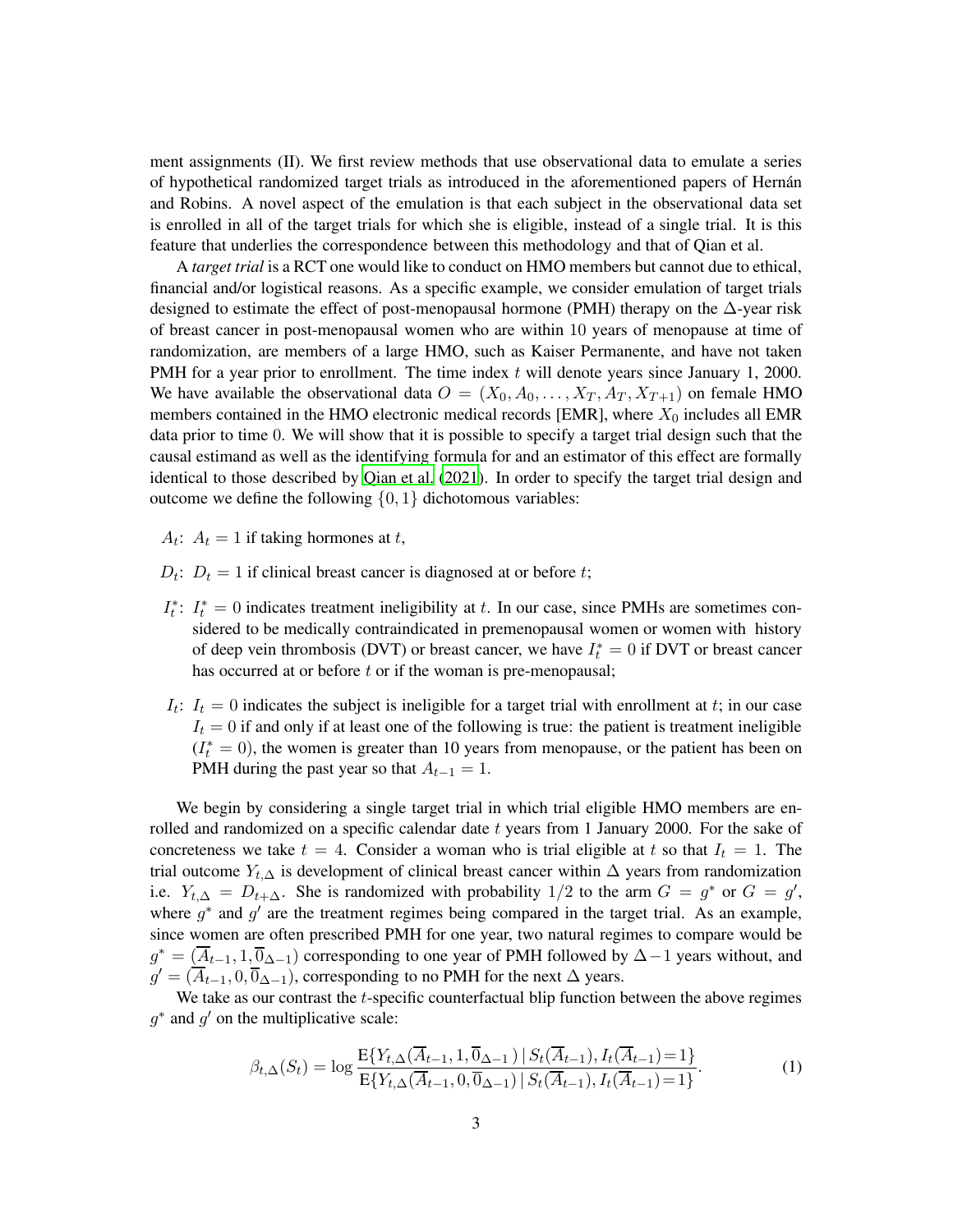ment assignments (II). We first review methods that use observational data to emulate a series of hypothetical randomized target trials as introduced in the aforementioned papers of Hernán and Robins. A novel aspect of the emulation is that each subject in the observational data set is enrolled in all of the target trials for which she is eligible, instead of a single trial. It is this feature that underlies the correspondence between this methodology and that of Qian et al.

A *target trial* is a RCT one would like to conduct on HMO members but cannot due to ethical, financial and/or logistical reasons. As a specific example, we consider emulation of target trials designed to estimate the effect of post-menopausal hormone (PMH) therapy on the $\Delta$-year risk of breast cancer in post-menopausal women who are within 10 years of menopause at time of randomization, are members of a large HMO, such as Kaiser Permanente, and have not taken PMH for a year prior to enrollment. The time index $t$ will denote years since January 1, 2000. We have available the observational data $O = (X_0, A_0, \ldots, X_T, A_T, X_{T+1})$ on female HMO members contained in the HMO electronic medical records [EMR], where $X_0$ includes all EMR data prior to time 0. We will show that it is possible to specify a target trial design such that the causal estimand as well as the identifying formula for and an estimator of this effect are formally identical to those described by Qian et al. (2021). In order to specify the target trial design and outcome we define the following $\{0, 1\}$ dichotomous variables:

- $A_t$: $A_t = 1$ if taking hormones at $t$,
- $D_t$: $D_t = 1$ if clinical breast cancer is diagnosed at or before $t$;
- $I_t^*$: $I_t^* = 0$ indicates treatment ineligibility at $t$. In our case, since PMHs are sometimes considered to be medically contraindicated in premenopausal women or women with history of deep vein thrombosis (DVT) or breast cancer, we have $I_t^* = 0$ if DVT or breast cancer has occurred at or before $t$ or if the woman is pre-menopausal;
- $I_t$: $I_t = 0$ indicates the subject is ineligible for a target trial with enrollment at $t$; in our case $I_t = 0$ if and only if at least one of the following is true: the patient is treatment ineligible ($I_t^* = 0$), the women is greater than 10 years from menopause, or the patient has been on PMH during the past year so that $A_{t-1} = 1$.

We begin by considering a single target trial in which trial eligible HMO members are enrolled and randomized on a specific calendar date $t$ years from 1 January 2000. For the sake of concreteness we take $t = 4$. Consider a woman who is trial eligible at $t$ so that $I_t = 1$. The trial outcome $Y_{t,\Delta}$ is development of clinical breast cancer within $\Delta$ years from randomization i.e. $Y_{t,\Delta} = D_{t+\Delta}$. She is randomized with probability $1/2$ to the arm $G = g^*$ or $G = g'$, where $g^*$ and $g'$ are the treatment regimes being compared in the target trial. As an example, since women are often prescribed PMH for one year, two natural regimes to compare would be $g^* = (\overline{A}_{t-1}, 1, \overline{0}_{\Delta-1})$ corresponding to one year of PMH followed by $\Delta - 1$ years without, and $g' = (\overline{A}_{t-1}, 0, \overline{0}_{\Delta-1})$, corresponding to no PMH for the next $\Delta$ years.

We take as our contrast the $t$-specific counterfactual blip function between the above regimes $g^*$ and $g'$ on the multiplicative scale:

$$\beta_{t,\Delta}(S_t) = \log \frac{\mathrm{E}\{Y_{t,\Delta}(\overline{A}_{t-1}, 1, \overline{0}_{\Delta-1}) \mid S_t(\overline{A}_{t-1}), I_t(\overline{A}_{t-1}) = 1\}}{\mathrm{E}\{Y_{t,\Delta}(\overline{A}_{t-1}, 0, \overline{0}_{\Delta-1}) \mid S_t(\overline{A}_{t-1}), I_t(\overline{A}_{t-1}) = 1\}}. \tag{1}$$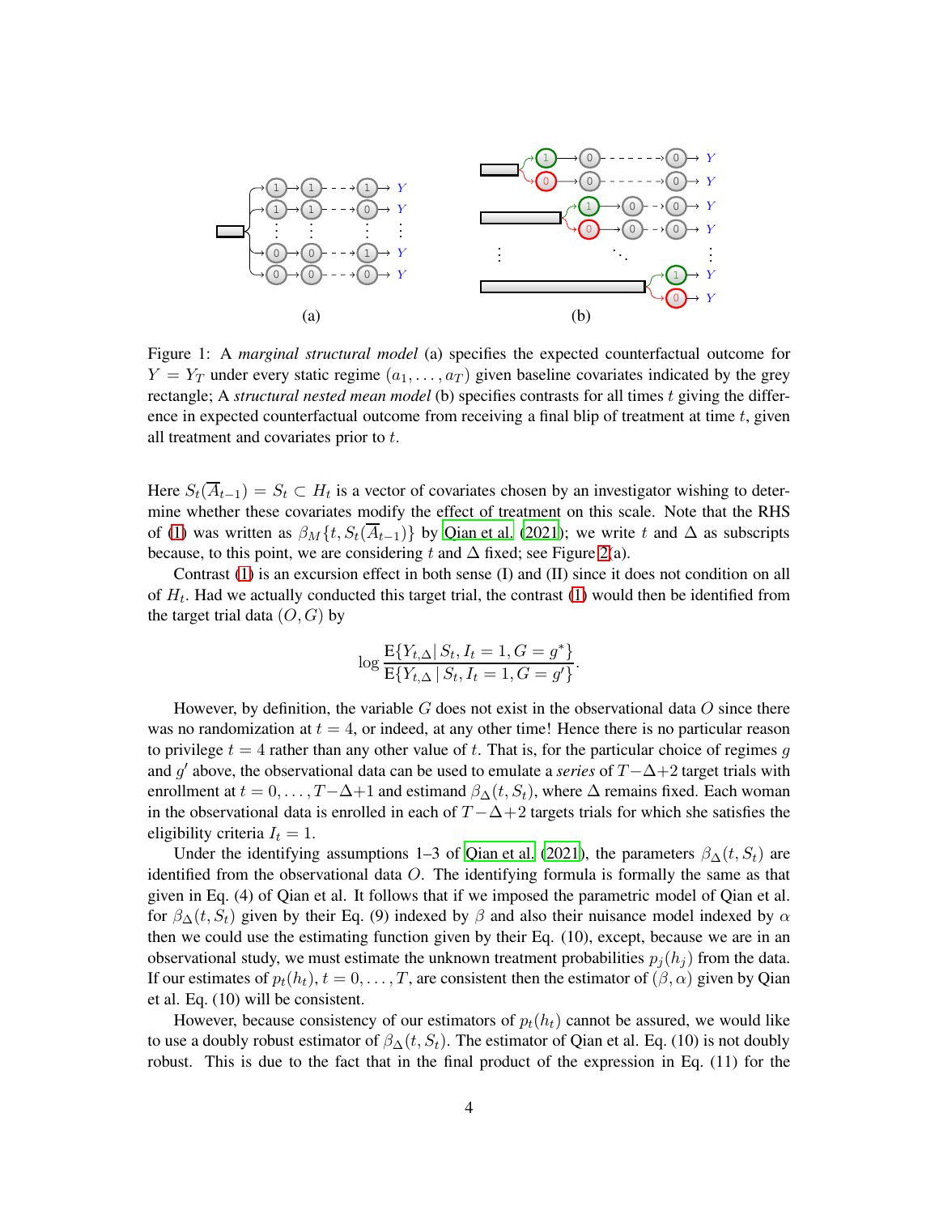Figure 1: A *marginal structural model* (a) specifies the expected counterfactual outcome for $Y = Y_T$ under every static regime $(a_1, \ldots, a_T)$ given baseline covariates indicated by the grey rectangle; A *structural nested mean model* (b) specifies contrasts for all times $t$ giving the difference in expected counterfactual outcome from receiving a final blip of treatment at time $t$, given all treatment and covariates prior to $t$.

Here $S_t(\overline{A}_{t-1}) = S_t \subset H_t$ is a vector of covariates chosen by an investigator wishing to determine whether these covariates modify the effect of treatment on this scale. Note that the RHS of (1) was written as $\beta_M\{t, S_t(\overline{A}_{t-1})\}$ by Qian et al. (2021); we write $t$ and $\Delta$ as subscripts because, to this point, we are considering $t$ and $\Delta$ fixed; see Figure 2(a).

Contrast (1) is an excursion effect in both sense (I) and (II) since it does not condition on all of $H_t$. Had we actually conducted this target trial, the contrast (1) would then be identified from the target trial data $(O, G)$ by

$$\log \frac{\mathrm{E}\{Y_{t,\Delta} \,|\, S_t, I_t = 1, G = g^*\}}{\mathrm{E}\{Y_{t,\Delta} \,|\, S_t, I_t = 1, G = g'\}}.$$

However, by definition, the variable $G$ does not exist in the observational data $O$ since there was no randomization at $t = 4$, or indeed, at any other time! Hence there is no particular reason to privilege $t = 4$ rather than any other value of $t$. That is, for the particular choice of regimes $g$ and $g'$ above, the observational data can be used to emulate a *series* of $T - \Delta + 2$ target trials with enrollment at $t = 0, \ldots, T - \Delta + 1$ and estimand $\beta_\Delta(t, S_t)$, where $\Delta$ remains fixed. Each woman in the observational data is enrolled in each of $T - \Delta + 2$ targets trials for which she satisfies the eligibility criteria $I_t = 1$.

Under the identifying assumptions 1–3 of Qian et al. (2021), the parameters $\beta_\Delta(t, S_t)$ are identified from the observational data $O$. The identifying formula is formally the same as that given in Eq. (4) of Qian et al. It follows that if we imposed the parametric model of Qian et al. for $\beta_\Delta(t, S_t)$ given by their Eq. (9) indexed by $\beta$ and also their nuisance model indexed by $\alpha$ then we could use the estimating function given by their Eq. (10), except, because we are in an observational study, we must estimate the unknown treatment probabilities $p_j(h_j)$ from the data. If our estimates of $p_t(h_t)$, $t = 0, \ldots, T$, are consistent then the estimator of $(\beta, \alpha)$ given by Qian et al. Eq. (10) will be consistent.

However, because consistency of our estimators of $p_t(h_t)$ cannot be assured, we would like to use a doubly robust estimator of $\beta_\Delta(t, S_t)$. The estimator of Qian et al. Eq. (10) is not doubly robust. This is due to the fact that in the final product of the expression in Eq. (11) for the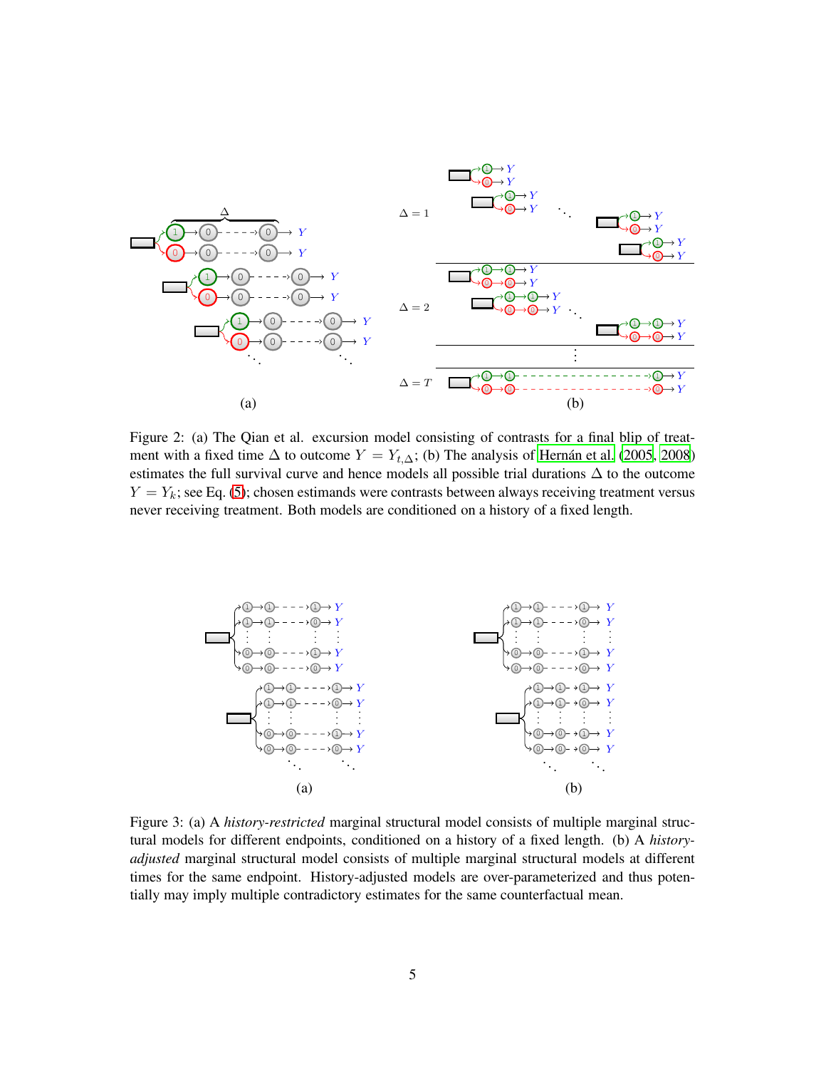Figure 2: (a) The Qian et al. excursion model consisting of contrasts for a final blip of treatment with a fixed time $\Delta$ to outcome $Y = Y_{t,\Delta}$; (b) The analysis of Hernán et al. (2005, 2008) estimates the full survival curve and hence models all possible trial durations $\Delta$ to the outcome $Y = Y_k$; see Eq. (5); chosen estimands were contrasts between always receiving treatment versus never receiving treatment. Both models are conditioned on a history of a fixed length.

Figure 3: (a) A *history-restricted* marginal structural model consists of multiple marginal structural models for different endpoints, conditioned on a history of a fixed length. (b) A *history-adjusted* marginal structural model consists of multiple marginal structural models at different times for the same endpoint. History-adjusted models are over-parameterized and thus potentially may imply multiple contradictory estimates for the same counterfactual mean.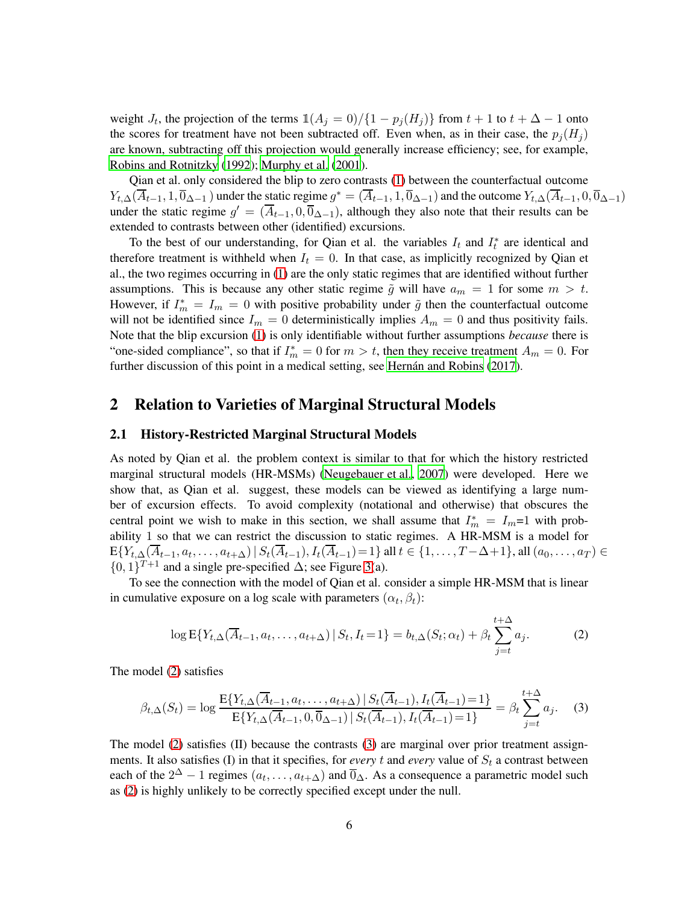weight $J_t$, the projection of the terms $\mathbb{1}(A_j = 0)/\{1 - p_j(H_j)\}$ from $t + 1$ to $t + \Delta - 1$ onto the scores for treatment have not been subtracted off. Even when, as in their case, the $p_j(H_j)$ are known, subtracting off this projection would generally increase efficiency; see, for example, Robins and Rotnitzky (1992); Murphy et al. (2001).

Qian et al. only considered the blip to zero contrasts (1) between the counterfactual outcome $Y_{t,\Delta}(\overline{A}_{t-1}, 1, \overline{0}_{\Delta-1})$ under the static regime $g^* = (\overline{A}_{t-1}, 1, \overline{0}_{\Delta-1})$ and the outcome $Y_{t,\Delta}(\overline{A}_{t-1}, 0, \overline{0}_{\Delta-1})$ under the static regime $g' = (\overline{A}_{t-1}, 0, \overline{0}_{\Delta-1})$, although they also note that their results can be extended to contrasts between other (identified) excursions.

To the best of our understanding, for Qian et al. the variables $I_t$ and $I_t^*$ are identical and therefore treatment is withheld when $I_t = 0$. In that case, as implicitly recognized by Qian et al., the two regimes occurring in (1) are the only static regimes that are identified without further assumptions. This is because any other static regime $\tilde{g}$ will have $a_m = 1$ for some $m > t$. However, if $I_m^* = I_m = 0$ with positive probability under $\tilde{g}$ then the counterfactual outcome will not be identified since $I_m = 0$ deterministically implies $A_m = 0$ and thus positivity fails. Note that the blip excursion (1) is only identifiable without further assumptions *because* there is "one-sided compliance", so that if $I_m^* = 0$ for $m > t$, then they receive treatment $A_m = 0$. For further discussion of this point in a medical setting, see Hernán and Robins (2017).

## 2 Relation to Varieties of Marginal Structural Models

### 2.1 History-Restricted Marginal Structural Models

As noted by Qian et al. the problem context is similar to that for which the history restricted marginal structural models (HR-MSMs) (Neugebauer et al., 2007) were developed. Here we show that, as Qian et al. suggest, these models can be viewed as identifying a large number of excursion effects. To avoid complexity (notational and otherwise) that obscures the central point we wish to make in this section, we shall assume that $I_m^* = I_m$=1 with probability 1 so that we can restrict the discussion to static regimes. A HR-MSM is a model for $\mathrm{E}\{Y_{t,\Delta}(\overline{A}_{t-1}, a_t, \ldots, a_{t+\Delta}) \mid S_t(\overline{A}_{t-1}), I_t(\overline{A}_{t-1}) = 1\}$ all $t \in \{1, \ldots, T - \Delta + 1\}$, all $(a_0, \ldots, a_T) \in \{0, 1\}^{T+1}$ and a single pre-specified $\Delta$; see Figure 3(a).

To see the connection with the model of Qian et al. consider a simple HR-MSM that is linear in cumulative exposure on a log scale with parameters $(\alpha_t, \beta_t)$:

$$\log \mathrm{E}\{Y_{t,\Delta}(\overline{A}_{t-1}, a_t, \ldots, a_{t+\Delta}) \mid S_t, I_t = 1\} = b_{t,\Delta}(S_t; \alpha_t) + \beta_t \sum_{j=t}^{t+\Delta} a_j. \tag{2}$$

The model (2) satisfies

$$\beta_{t,\Delta}(S_t) = \log \frac{\mathrm{E}\{Y_{t,\Delta}(\overline{A}_{t-1}, a_t, \ldots, a_{t+\Delta}) \mid S_t(\overline{A}_{t-1}), I_t(\overline{A}_{t-1}) = 1\}}{\mathrm{E}\{Y_{t,\Delta}(\overline{A}_{t-1}, 0, \overline{0}_{\Delta-1}) \mid S_t(\overline{A}_{t-1}), I_t(\overline{A}_{t-1}) = 1\}} = \beta_t \sum_{j=t}^{t+\Delta} a_j. \tag{3}$$

The model (2) satisfies (II) because the contrasts (3) are marginal over prior treatment assignments. It also satisfies (I) in that it specifies, for *every* $t$ and *every* value of $S_t$ a contrast between each of the $2^\Delta - 1$ regimes $(a_t, \ldots, a_{t+\Delta})$ and $\overline{0}_\Delta$. As a consequence a parametric model such as (2) is highly unlikely to be correctly specified except under the null.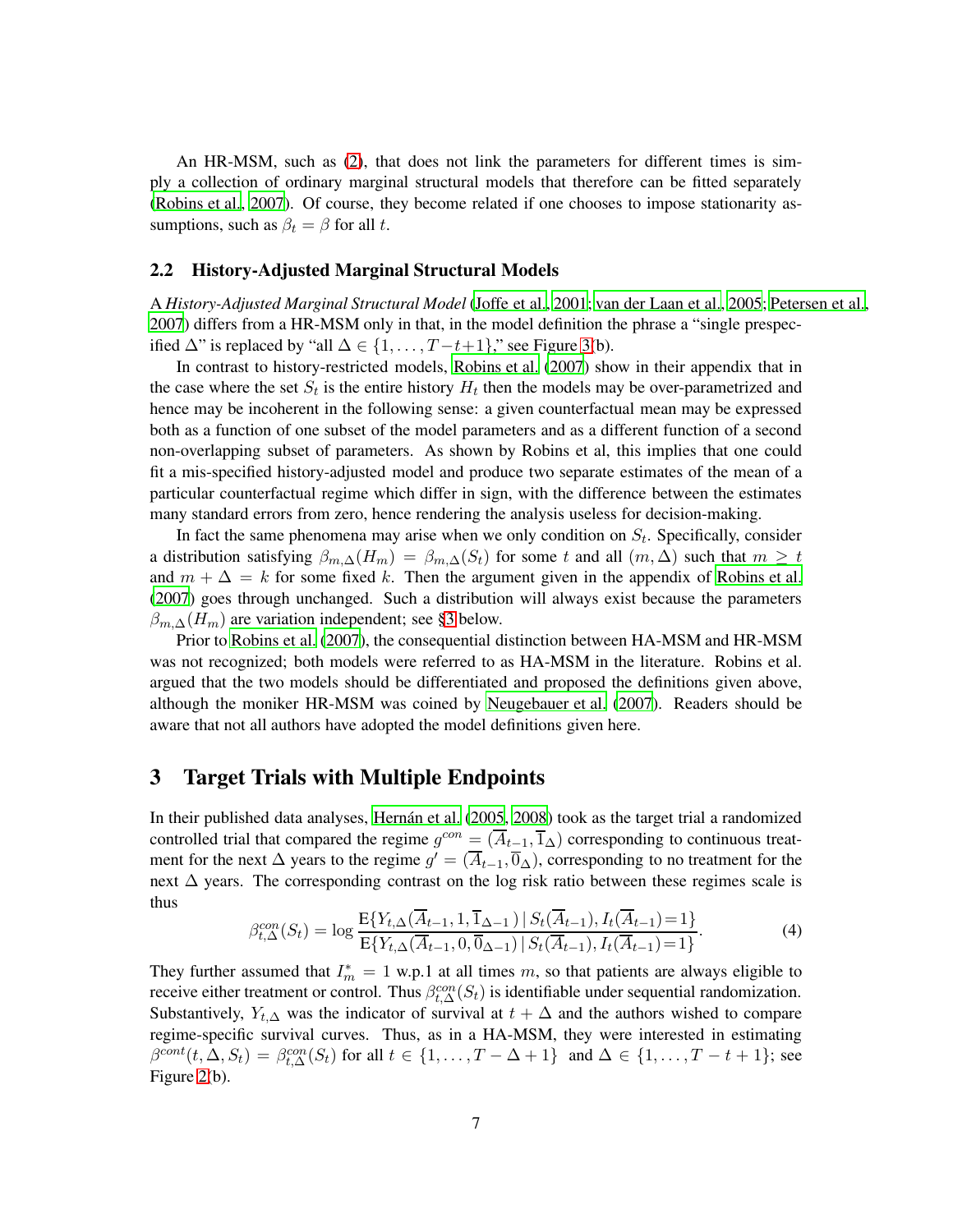An HR-MSM, such as (2), that does not link the parameters for different times is simply a collection of ordinary marginal structural models that therefore can be fitted separately (Robins et al., 2007). Of course, they become related if one chooses to impose stationarity assumptions, such as $\beta_t = \beta$ for all $t$.

## 2.2 History-Adjusted Marginal Structural Models

A *History-Adjusted Marginal Structural Model* (Joffe et al., 2001; van der Laan et al., 2005; Petersen et al., 2007) differs from a HR-MSM only in that, in the model definition the phrase a "single prespecified $\Delta$" is replaced by "all $\Delta \in \{1, \ldots, T-t+1\}$," see Figure 3(b).

In contrast to history-restricted models, Robins et al. (2007) show in their appendix that in the case where the set $S_t$ is the entire history $H_t$ then the models may be over-parametrized and hence may be incoherent in the following sense: a given counterfactual mean may be expressed both as a function of one subset of the model parameters and as a different function of a second non-overlapping subset of parameters. As shown by Robins et al, this implies that one could fit a mis-specified history-adjusted model and produce two separate estimates of the mean of a particular counterfactual regime which differ in sign, with the difference between the estimates many standard errors from zero, hence rendering the analysis useless for decision-making.

In fact the same phenomena may arise when we only condition on $S_t$. Specifically, consider a distribution satisfying $\beta_{m,\Delta}(H_m) = \beta_{m,\Delta}(S_t)$ for some $t$ and all $(m, \Delta)$ such that $m \geq t$ and $m + \Delta = k$ for some fixed $k$. Then the argument given in the appendix of Robins et al. (2007) goes through unchanged. Such a distribution will always exist because the parameters $\beta_{m,\Delta}(H_m)$ are variation independent; see §3 below.

Prior to Robins et al. (2007), the consequential distinction between HA-MSM and HR-MSM was not recognized; both models were referred to as HA-MSM in the literature. Robins et al. argued that the two models should be differentiated and proposed the definitions given above, although the moniker HR-MSM was coined by Neugebauer et al. (2007). Readers should be aware that not all authors have adopted the model definitions given here.

# 3 Target Trials with Multiple Endpoints

In their published data analyses, Hernán et al. (2005, 2008) took as the target trial a randomized controlled trial that compared the regime $g^{con} = (\overline{A}_{t-1}, \overline{1}_{\Delta})$ corresponding to continuous treatment for the next $\Delta$ years to the regime $g' = (\overline{A}_{t-1}, \overline{0}_{\Delta})$, corresponding to no treatment for the next $\Delta$ years. The corresponding contrast on the log risk ratio between these regimes scale is thus

$$\beta^{con}_{t,\Delta}(S_t) = \log \frac{\mathrm{E}\{Y_{t,\Delta}(\overline{A}_{t-1}, 1, \overline{1}_{\Delta-1}) \mid S_t(\overline{A}_{t-1}), I_t(\overline{A}_{t-1})=1\}}{\mathrm{E}\{Y_{t,\Delta}(\overline{A}_{t-1}, 0, \overline{0}_{\Delta-1}) \mid S_t(\overline{A}_{t-1}), I_t(\overline{A}_{t-1})=1\}}. \tag{4}$$

They further assumed that $I^*_m = 1$ w.p.1 at all times $m$, so that patients are always eligible to receive either treatment or control. Thus $\beta^{con}_{t,\Delta}(S_t)$ is identifiable under sequential randomization. Substantively, $Y_{t,\Delta}$ was the indicator of survival at $t + \Delta$ and the authors wished to compare regime-specific survival curves. Thus, as in a HA-MSM, they were interested in estimating $\beta^{cont}(t, \Delta, S_t) = \beta^{con}_{t,\Delta}(S_t)$ for all $t \in \{1, \ldots, T - \Delta + 1\}$ and $\Delta \in \{1, \ldots, T - t + 1\}$; see Figure 2(b).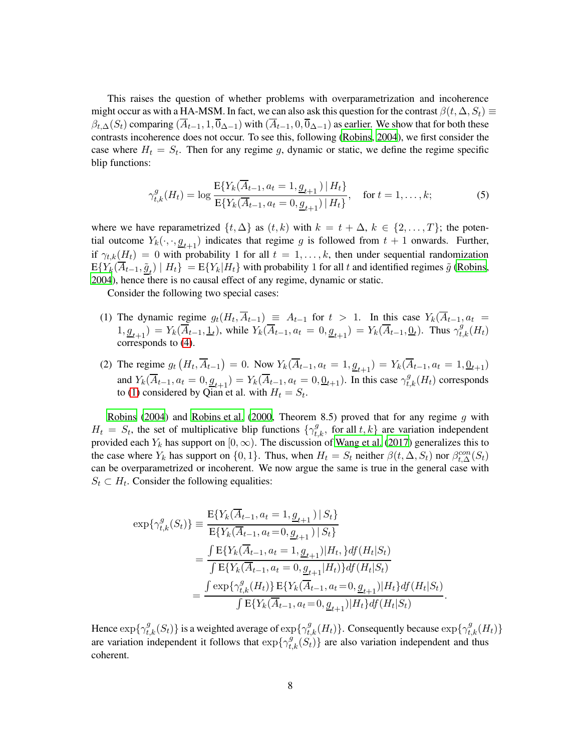This raises the question of whether problems with overparametrization and incoherence might occur as with a HA-MSM. In fact, we can also ask this question for the contrast $\beta(t, \Delta, S_t) \equiv \beta_{t,\Delta}(S_t)$ comparing $(\overline{A}_{t-1}, 1, \overline{0}_{\Delta-1})$ with $(\overline{A}_{t-1}, 0, \overline{0}_{\Delta-1})$ as earlier. We show that for both these contrasts incoherence does not occur. To see this, following (Robins, 2004), we first consider the case where $H_t = S_t$. Then for any regime $g$, dynamic or static, we define the regime specific blip functions:

$$\gamma^g_{t,k}(H_t) = \log \frac{\mathrm{E}\{Y_k(\overline{A}_{t-1}, a_t = 1, \underline{g}_{t+1}) \mid H_t\}}{\mathrm{E}\{Y_k(\overline{A}_{t-1}, a_t = 0, \underline{g}_{t+1}) \mid H_t\}}, \quad \text{for } t = 1, \ldots, k; \tag{5}$$

where we have reparametrized $\{t, \Delta\}$ as $(t, k)$ with $k = t + \Delta$, $k \in \{2, \ldots, T\}$; the potential outcome $Y_k(\cdot, \cdot, \underline{g}_{t+1})$ indicates that regime $g$ is followed from $t+1$ onwards. Further, if $\gamma_{t,k}(H_t) = 0$ with probability 1 for all $t = 1, \ldots, k$, then under sequential randomization $\mathrm{E}\{Y_k(\overline{A}_{t-1}, \underline{\tilde{g}}_t) \mid H_t\} = \mathrm{E}\{Y_k | H_t\}$ with probability 1 for all $t$ and identified regimes $\tilde{g}$ (Robins, 2004), hence there is no causal effect of any regime, dynamic or static.

Consider the following two special cases:

(1) The dynamic regime $g_t(H_t, \overline{A}_{t-1}) \equiv A_{t-1}$ for $t > 1$. In this case $Y_k(\overline{A}_{t-1}, a_t = 1, \underline{g}_{t+1}) = Y_k(\overline{A}_{t-1}, \underline{1}_t)$, while $Y_k(\overline{A}_{t-1}, a_t = 0, \underline{g}_{t+1}) = Y_k(\overline{A}_{t-1}, \underline{0}_t)$. Thus $\gamma^g_{t,k}(H_t)$ corresponds to (4).

(2) The regime $g_t\left(H_t, \overline{A}_{t-1}\right) = 0$. Now $Y_k(\overline{A}_{t-1}, a_t = 1, \underline{g}_{t+1}) = Y_k(\overline{A}_{t-1}, a_t = 1, \underline{0}_{t+1})$ and $Y_k(\overline{A}_{t-1}, a_t = 0, \underline{g}_{t+1}) = Y_k(\overline{A}_{t-1}, a_t = 0, \underline{0}_{t+1})$. In this case $\gamma^g_{t,k}(H_t)$ corresponds to (1) considered by Qian et al. with $H_t = S_t$.

Robins (2004) and Robins et al. (2000, Theorem 8.5) proved that for any regime $g$ with $H_t = S_t$, the set of multiplicative blip functions $\{\gamma^g_{t,k}$, for all $t, k\}$ are variation independent provided each $Y_k$ has support on $[0, \infty)$. The discussion of Wang et al. (2017) generalizes this to the case where $Y_k$ has support on $\{0, 1\}$. Thus, when $H_t = S_t$ neither $\beta(t, \Delta, S_t)$ nor $\beta^{con}_{t,\Delta}(S_t)$ can be overparametrized or incoherent. We now argue the same is true in the general case with $S_t \subset H_t$. Consider the following equalities:

$$\begin{aligned}
\exp\{\gamma^g_{t,k}(S_t)\} &\equiv \frac{\mathrm{E}\{Y_k(\overline{A}_{t-1}, a_t = 1, \underline{g}_{t+1}) \mid S_t\}}{\mathrm{E}\{Y_k(\overline{A}_{t-1}, a_t{=}0, \underline{g}_{t+1}) \mid S_t\}} \\
&= \frac{\int \mathrm{E}\{Y_k(\overline{A}_{t-1}, a_t = 1, \underline{g}_{t+1}) | H_t, \} df(H_t|S_t)}{\int \mathrm{E}\{Y_k(\overline{A}_{t-1}, a_t = 0, \underline{g}_{t+1} | H_t)\} df(H_t|S_t)} \\
&= \frac{\int \exp\{\gamma^g_{t,k}(H_t)\}\, \mathrm{E}\{Y_k(\overline{A}_{t-1}, a_t{=}0, \underline{g}_{t+1}) | H_t\} df(H_t|S_t)}{\int \mathrm{E}\{Y_k(\overline{A}_{t-1}, a_t{=}0, \underline{g}_{t+1}) | H_t\} df(H_t|S_t)}.
\end{aligned}$$

Hence $\exp\{\gamma^g_{t,k}(S_t)\}$ is a weighted average of $\exp\{\gamma^g_{t,k}(H_t)\}$. Consequently because $\exp\{\gamma^g_{t,k}(H_t)\}$ are variation independent it follows that $\exp\{\gamma^g_{t,k}(S_t)\}$ are also variation independent and thus coherent.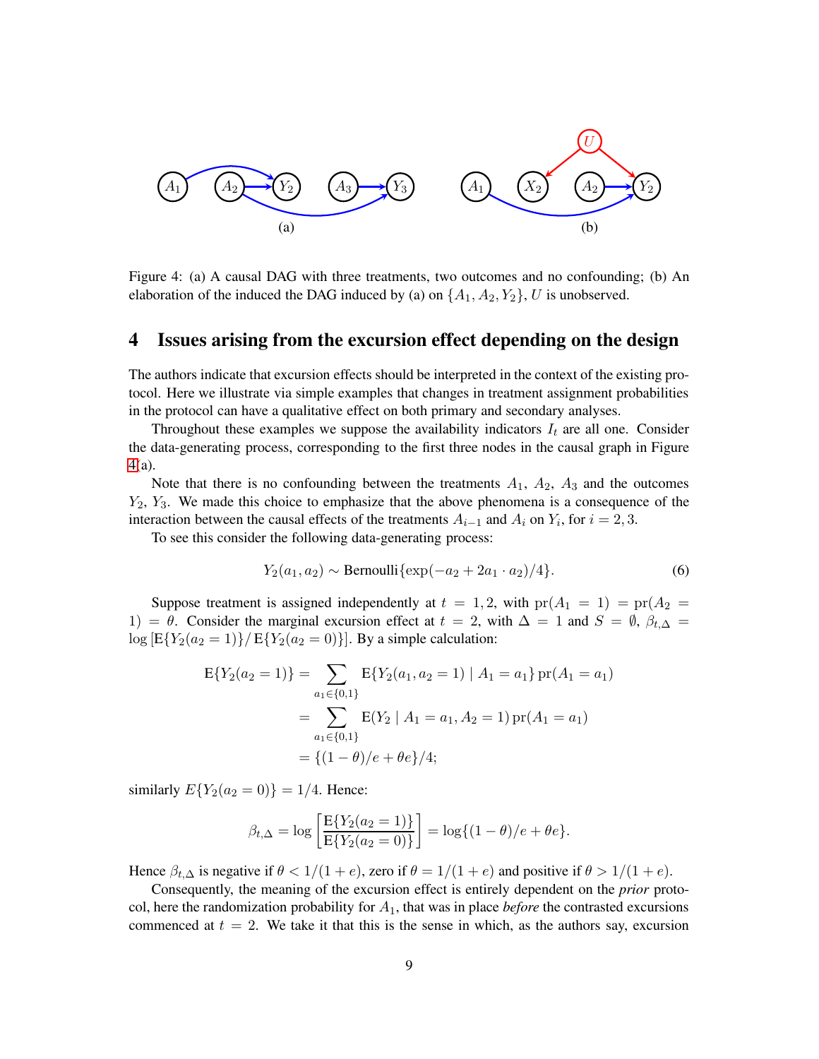Figure 4: (a) A causal DAG with three treatments, two outcomes and no confounding; (b) An elaboration of the induced the DAG induced by (a) on $\{A_1, A_2, Y_2\}$, $U$ is unobserved.

## 4 Issues arising from the excursion effect depending on the design

The authors indicate that excursion effects should be interpreted in the context of the existing protocol. Here we illustrate via simple examples that changes in treatment assignment probabilities in the protocol can have a qualitative effect on both primary and secondary analyses.

Throughout these examples we suppose the availability indicators $I_t$ are all one. Consider the data-generating process, corresponding to the first three nodes in the causal graph in Figure 4(a).

Note that there is no confounding between the treatments $A_1$, $A_2$, $A_3$ and the outcomes $Y_2$, $Y_3$. We made this choice to emphasize that the above phenomena is a consequence of the interaction between the causal effects of the treatments $A_{i-1}$ and $A_i$ on $Y_i$, for $i = 2, 3$.

To see this consider the following data-generating process:

$$Y_2(a_1, a_2) \sim \text{Bernoulli}\{\exp(-a_2 + 2a_1 \cdot a_2)/4\}. \tag{6}$$

Suppose treatment is assigned independently at $t = 1, 2$, with $\text{pr}(A_1 = 1) = \text{pr}(A_2 = 1) = \theta$. Consider the marginal excursion effect at $t = 2$, with $\Delta = 1$ and $S = \emptyset$, $\beta_{t,\Delta} = \log\left[\text{E}\{Y_2(a_2 = 1)\}/\,\text{E}\{Y_2(a_2 = 0)\}\right]$. By a simple calculation:

$$\begin{aligned}
\text{E}\{Y_2(a_2 = 1)\} &= \sum_{a_1 \in \{0,1\}} \text{E}\{Y_2(a_1, a_2 = 1) \mid A_1 = a_1\}\,\text{pr}(A_1 = a_1) \\
&= \sum_{a_1 \in \{0,1\}} \text{E}(Y_2 \mid A_1 = a_1, A_2 = 1)\,\text{pr}(A_1 = a_1) \\
&= \{(1 - \theta)/e + \theta e\}/4;
\end{aligned}$$

similarly $E\{Y_2(a_2 = 0)\} = 1/4$. Hence:

$$\beta_{t,\Delta} = \log\left[\frac{\text{E}\{Y_2(a_2 = 1)\}}{\text{E}\{Y_2(a_2 = 0)\}}\right] = \log\{(1 - \theta)/e + \theta e\}.$$

Hence $\beta_{t,\Delta}$ is negative if $\theta < 1/(1 + e)$, zero if $\theta = 1/(1 + e)$ and positive if $\theta > 1/(1 + e)$.

Consequently, the meaning of the excursion effect is entirely dependent on the *prior* protocol, here the randomization probability for $A_1$, that was in place *before* the contrasted excursions commenced at $t = 2$. We take it that this is the sense in which, as the authors say, excursion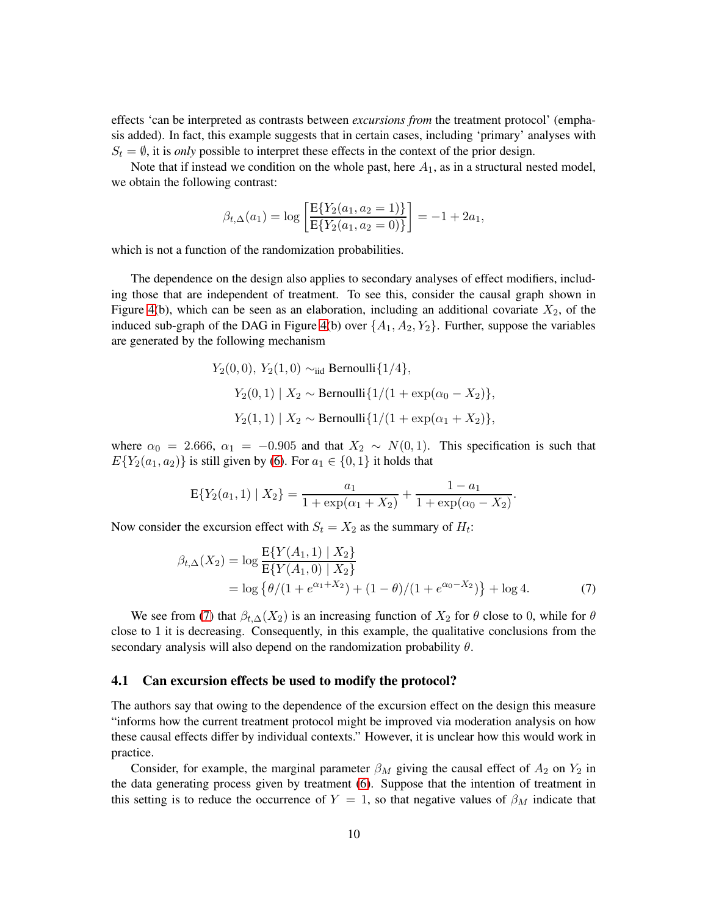effects 'can be interpreted as contrasts between *excursions from* the treatment protocol' (emphasis added). In fact, this example suggests that in certain cases, including 'primary' analyses with $S_t = \emptyset$, it is *only* possible to interpret these effects in the context of the prior design.

Note that if instead we condition on the whole past, here $A_1$, as in a structural nested model, we obtain the following contrast:

$$\beta_{t,\Delta}(a_1) = \log \left[ \frac{\mathrm{E}\{Y_2(a_1, a_2 = 1)\}}{\mathrm{E}\{Y_2(a_1, a_2 = 0)\}} \right] = -1 + 2a_1,$$

which is not a function of the randomization probabilities.

The dependence on the design also applies to secondary analyses of effect modifiers, including those that are independent of treatment. To see this, consider the causal graph shown in Figure 4(b), which can be seen as an elaboration, including an additional covariate $X_2$, of the induced sub-graph of the DAG in Figure 4(b) over $\{A_1, A_2, Y_2\}$. Further, suppose the variables are generated by the following mechanism

$$\begin{aligned}
&Y_2(0,0),\, Y_2(1,0) \sim_{\text{iid}} \text{Bernoulli}\{1/4\}, \\
&\quad Y_2(0,1) \mid X_2 \sim \text{Bernoulli}\{1/(1 + \exp(\alpha_0 - X_2)\}, \\
&\quad Y_2(1,1) \mid X_2 \sim \text{Bernoulli}\{1/(1 + \exp(\alpha_1 + X_2)\},
\end{aligned}$$

where $\alpha_0 = 2.666$, $\alpha_1 = -0.905$ and that $X_2 \sim N(0,1)$. This specification is such that $E\{Y_2(a_1, a_2)\}$ is still given by (6). For $a_1 \in \{0,1\}$ it holds that

$$\mathrm{E}\{Y_2(a_1, 1) \mid X_2\} = \frac{a_1}{1 + \exp(\alpha_1 + X_2)} + \frac{1 - a_1}{1 + \exp(\alpha_0 - X_2)}.$$

Now consider the excursion effect with $S_t = X_2$ as the summary of $H_t$:

$$\begin{aligned}
\beta_{t,\Delta}(X_2) &= \log \frac{\mathrm{E}\{Y(A_1, 1) \mid X_2\}}{\mathrm{E}\{Y(A_1, 0) \mid X_2\}} \\
&= \log\left\{\theta/(1 + e^{\alpha_1 + X_2}) + (1-\theta)/(1 + e^{\alpha_0 - X_2})\right\} + \log 4. \qquad (7)
\end{aligned}$$

We see from (7) that $\beta_{t,\Delta}(X_2)$ is an increasing function of $X_2$ for $\theta$ close to 0, while for $\theta$ close to 1 it is decreasing. Consequently, in this example, the qualitative conclusions from the secondary analysis will also depend on the randomization probability $\theta$.

## 4.1 Can excursion effects be used to modify the protocol?

The authors say that owing to the dependence of the excursion effect on the design this measure "informs how the current treatment protocol might be improved via moderation analysis on how these causal effects differ by individual contexts." However, it is unclear how this would work in practice.

Consider, for example, the marginal parameter $\beta_M$ giving the causal effect of $A_2$ on $Y_2$ in the data generating process given by treatment (6). Suppose that the intention of treatment in this setting is to reduce the occurrence of $Y = 1$, so that negative values of $\beta_M$ indicate that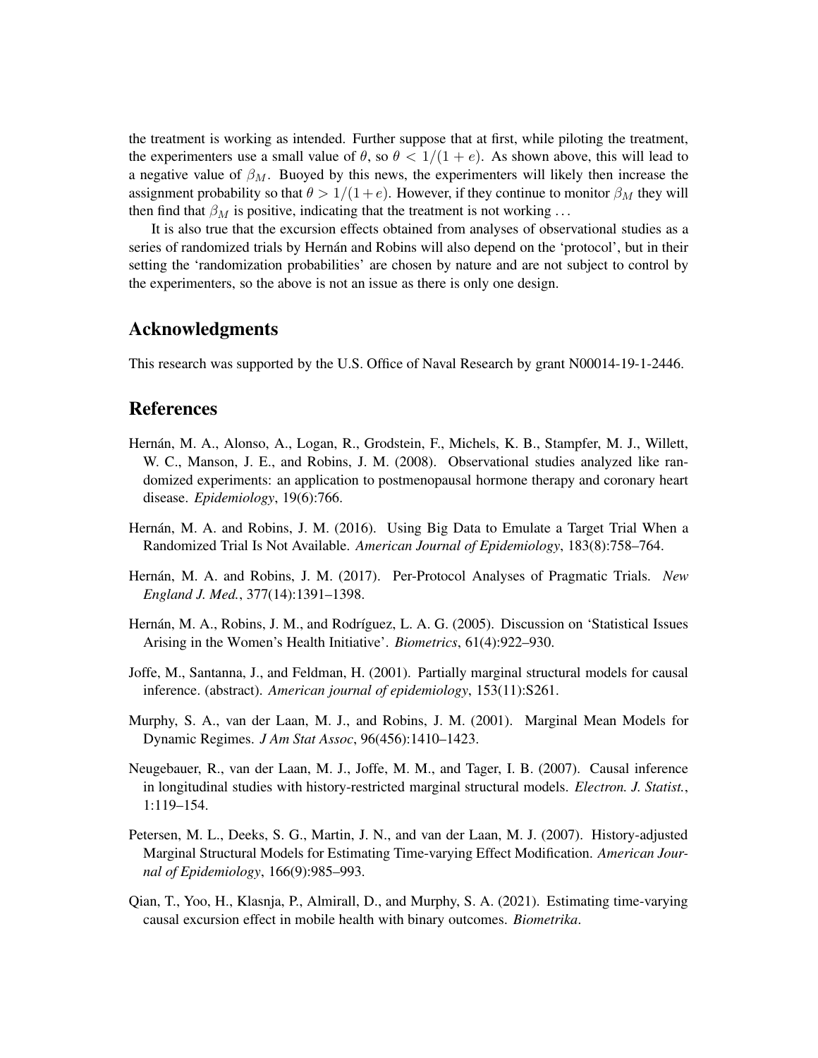the treatment is working as intended. Further suppose that at first, while piloting the treatment, the experimenters use a small value of $\theta$, so $\theta < 1/(1 + e)$. As shown above, this will lead to a negative value of $\beta_M$. Buoyed by this news, the experimenters will likely then increase the assignment probability so that $\theta > 1/(1+e)$. However, if they continue to monitor $\beta_M$ they will then find that $\beta_M$ is positive, indicating that the treatment is not working ...

It is also true that the excursion effects obtained from analyses of observational studies as a series of randomized trials by Hernán and Robins will also depend on the 'protocol', but in their setting the 'randomization probabilities' are chosen by nature and are not subject to control by the experimenters, so the above is not an issue as there is only one design.

## Acknowledgments

This research was supported by the U.S. Office of Naval Research by grant N00014-19-1-2446.

## References

Hernán, M. A., Alonso, A., Logan, R., Grodstein, F., Michels, K. B., Stampfer, M. J., Willett, W. C., Manson, J. E., and Robins, J. M. (2008). Observational studies analyzed like randomized experiments: an application to postmenopausal hormone therapy and coronary heart disease. *Epidemiology*, 19(6):766.

Hernán, M. A. and Robins, J. M. (2016). Using Big Data to Emulate a Target Trial When a Randomized Trial Is Not Available. *American Journal of Epidemiology*, 183(8):758–764.

Hernán, M. A. and Robins, J. M. (2017). Per-Protocol Analyses of Pragmatic Trials. *New England J. Med.*, 377(14):1391–1398.

Hernán, M. A., Robins, J. M., and Rodríguez, L. A. G. (2005). Discussion on 'Statistical Issues Arising in the Women's Health Initiative'. *Biometrics*, 61(4):922–930.

Joffe, M., Santanna, J., and Feldman, H. (2001). Partially marginal structural models for causal inference. (abstract). *American journal of epidemiology*, 153(11):S261.

Murphy, S. A., van der Laan, M. J., and Robins, J. M. (2001). Marginal Mean Models for Dynamic Regimes. *J Am Stat Assoc*, 96(456):1410–1423.

Neugebauer, R., van der Laan, M. J., Joffe, M. M., and Tager, I. B. (2007). Causal inference in longitudinal studies with history-restricted marginal structural models. *Electron. J. Statist.*, 1:119–154.

Petersen, M. L., Deeks, S. G., Martin, J. N., and van der Laan, M. J. (2007). History-adjusted Marginal Structural Models for Estimating Time-varying Effect Modification. *American Journal of Epidemiology*, 166(9):985–993.

Qian, T., Yoo, H., Klasnja, P., Almirall, D., and Murphy, S. A. (2021). Estimating time-varying causal excursion effect in mobile health with binary outcomes. *Biometrika*.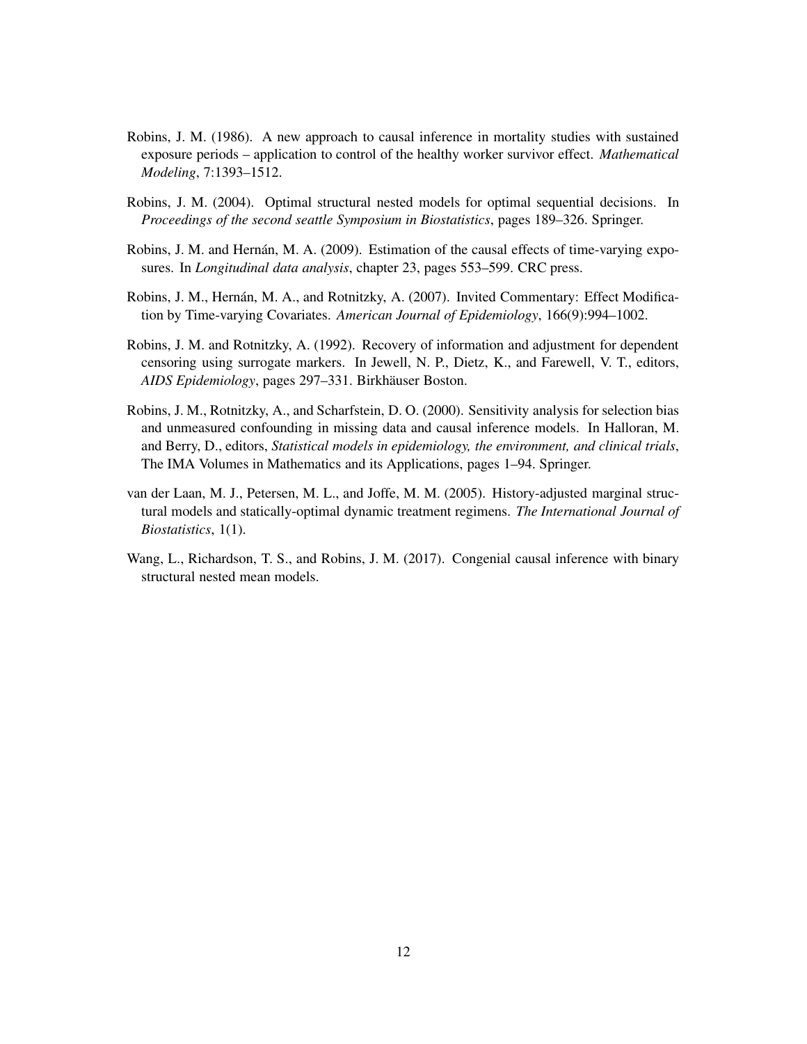Robins, J. M. (1986). A new approach to causal inference in mortality studies with sustained exposure periods – application to control of the healthy worker survivor effect. *Mathematical Modeling*, 7:1393–1512.

Robins, J. M. (2004). Optimal structural nested models for optimal sequential decisions. In *Proceedings of the second seattle Symposium in Biostatistics*, pages 189–326. Springer.

Robins, J. M. and Hernán, M. A. (2009). Estimation of the causal effects of time-varying exposures. In *Longitudinal data analysis*, chapter 23, pages 553–599. CRC press.

Robins, J. M., Hernán, M. A., and Rotnitzky, A. (2007). Invited Commentary: Effect Modification by Time-varying Covariates. *American Journal of Epidemiology*, 166(9):994–1002.

Robins, J. M. and Rotnitzky, A. (1992). Recovery of information and adjustment for dependent censoring using surrogate markers. In Jewell, N. P., Dietz, K., and Farewell, V. T., editors, *AIDS Epidemiology*, pages 297–331. Birkhäuser Boston.

Robins, J. M., Rotnitzky, A., and Scharfstein, D. O. (2000). Sensitivity analysis for selection bias and unmeasured confounding in missing data and causal inference models. In Halloran, M. and Berry, D., editors, *Statistical models in epidemiology, the environment, and clinical trials*, The IMA Volumes in Mathematics and its Applications, pages 1–94. Springer.

van der Laan, M. J., Petersen, M. L., and Joffe, M. M. (2005). History-adjusted marginal structural models and statically-optimal dynamic treatment regimens. *The International Journal of Biostatistics*, 1(1).

Wang, L., Richardson, T. S., and Robins, J. M. (2017). Congenial causal inference with binary structural nested mean models.